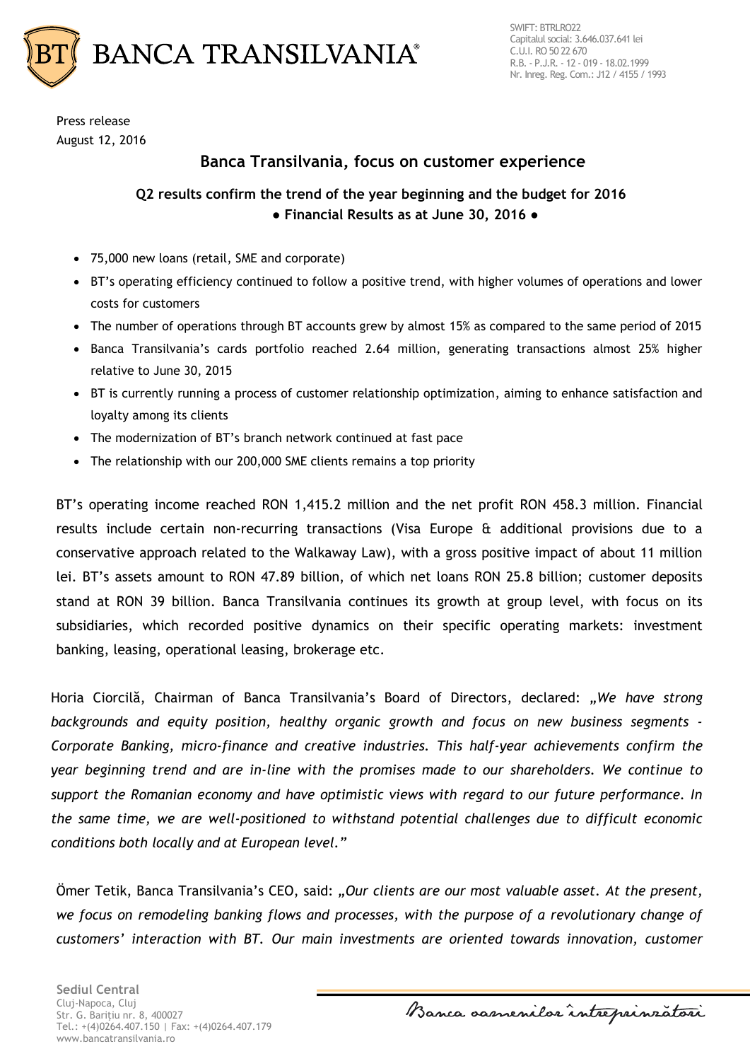Press release
August 12, 2016

## Banca Transilvania, focus on customer experience

### Q2 results confirm the trend of the year beginning and the budget for 2016
### ● Financial Results as at June 30, 2016 ●

- 75,000 new loans (retail, SME and corporate)
- BT's operating efficiency continued to follow a positive trend, with higher volumes of operations and lower costs for customers
- The number of operations through BT accounts grew by almost 15% as compared to the same period of 2015
- Banca Transilvania's cards portfolio reached 2.64 million, generating transactions almost 25% higher relative to June 30, 2015
- BT is currently running a process of customer relationship optimization, aiming to enhance satisfaction and loyalty among its clients
- The modernization of BT's branch network continued at fast pace
- The relationship with our 200,000 SME clients remains a top priority

BT's operating income reached RON 1,415.2 million and the net profit RON 458.3 million. Financial results include certain non-recurring transactions (Visa Europe & additional provisions due to a conservative approach related to the Walkaway Law), with a gross positive impact of about 11 million lei. BT's assets amount to RON 47.89 billion, of which net loans RON 25.8 billion; customer deposits stand at RON 39 billion. Banca Transilvania continues its growth at group level, with focus on its subsidiaries, which recorded positive dynamics on their specific operating markets: investment banking, leasing, operational leasing, brokerage etc.

Horia Ciorcilă, Chairman of Banca Transilvania's Board of Directors, declared: *„We have strong backgrounds and equity position, healthy organic growth and focus on new business segments - Corporate Banking, micro-finance and creative industries. This half-year achievements confirm the year beginning trend and are in-line with the promises made to our shareholders. We continue to support the Romanian economy and have optimistic views with regard to our future performance. In the same time, we are well-positioned to withstand potential challenges due to difficult economic conditions both locally and at European level."*

Ömer Tetik, Banca Transilvania's CEO, said: *„Our clients are our most valuable asset. At the present, we focus on remodeling banking flows and processes, with the purpose of a revolutionary change of customers' interaction with BT. Our main investments are oriented towards innovation, customer*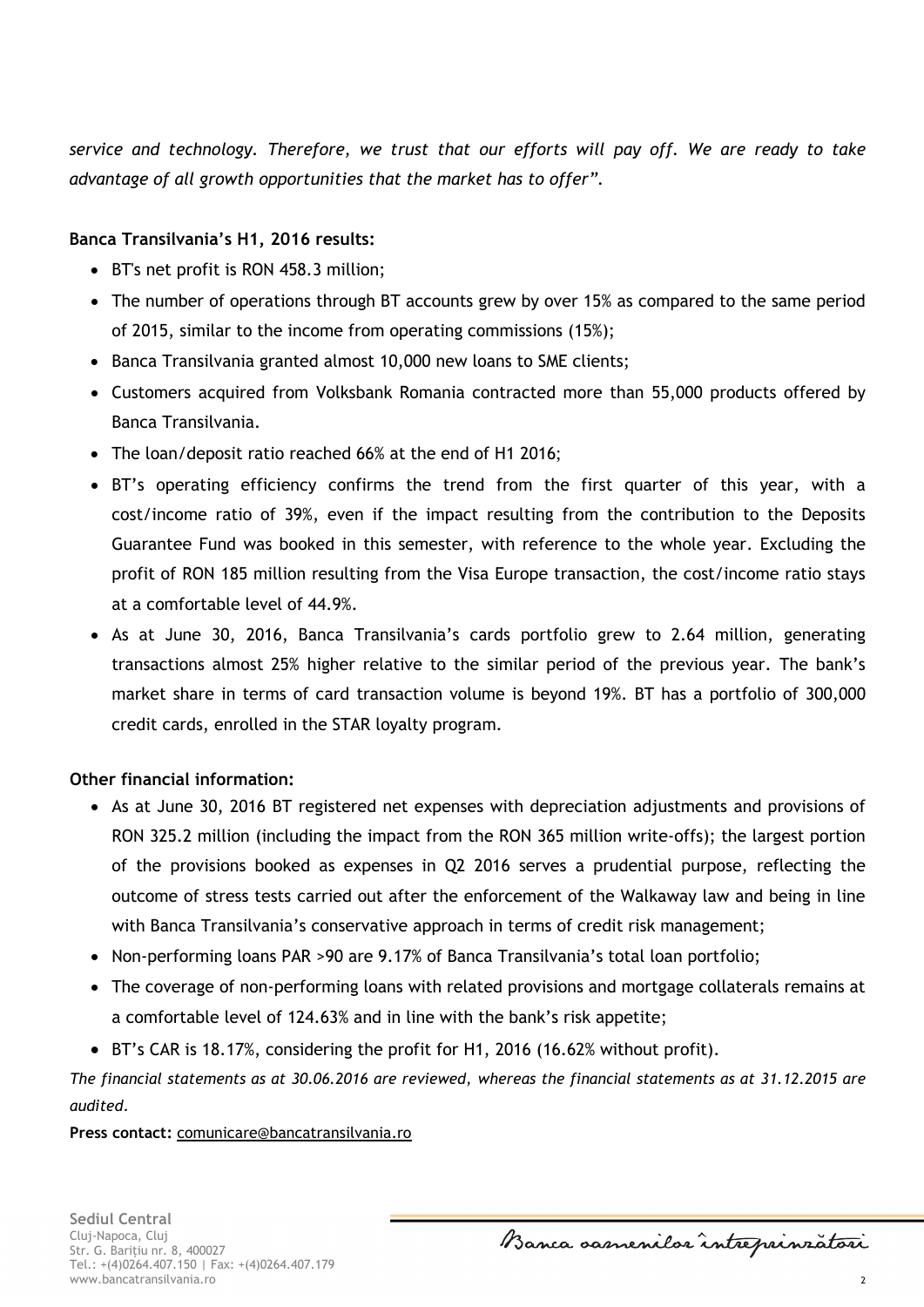*service and technology. Therefore, we trust that our efforts will pay off. We are ready to take advantage of all growth opportunities that the market has to offer".*

**Banca Transilvania's H1, 2016 results:**

- BT's net profit is RON 458.3 million;
- The number of operations through BT accounts grew by over 15% as compared to the same period of 2015, similar to the income from operating commissions (15%);
- Banca Transilvania granted almost 10,000 new loans to SME clients;
- Customers acquired from Volksbank Romania contracted more than 55,000 products offered by Banca Transilvania.
- The loan/deposit ratio reached 66% at the end of H1 2016;
- BT's operating efficiency confirms the trend from the first quarter of this year, with a cost/income ratio of 39%, even if the impact resulting from the contribution to the Deposits Guarantee Fund was booked in this semester, with reference to the whole year. Excluding the profit of RON 185 million resulting from the Visa Europe transaction, the cost/income ratio stays at a comfortable level of 44.9%.
- As at June 30, 2016, Banca Transilvania's cards portfolio grew to 2.64 million, generating transactions almost 25% higher relative to the similar period of the previous year. The bank's market share in terms of card transaction volume is beyond 19%. BT has a portfolio of 300,000 credit cards, enrolled in the STAR loyalty program.

**Other financial information:**

- As at June 30, 2016 BT registered net expenses with depreciation adjustments and provisions of RON 325.2 million (including the impact from the RON 365 million write-offs); the largest portion of the provisions booked as expenses in Q2 2016 serves a prudential purpose, reflecting the outcome of stress tests carried out after the enforcement of the Walkaway law and being in line with Banca Transilvania's conservative approach in terms of credit risk management;
- Non-performing loans PAR >90 are 9.17% of Banca Transilvania's total loan portfolio;
- The coverage of non-performing loans with related provisions and mortgage collaterals remains at a comfortable level of 124.63% and in line with the bank's risk appetite;
- BT's CAR is 18.17%, considering the profit for H1, 2016 (16.62% without profit).

*The financial statements as at 30.06.2016 are reviewed, whereas the financial statements as at 31.12.2015 are audited.*

**Press contact:** comunicare@bancatransilvania.ro

**Sediul Central**
Cluj-Napoca, Cluj
Str. G. Bariţiu nr. 8, 400027
Tel.: +(4)0264.407.150 | Fax: +(4)0264.407.179
www.bancatransilvania.ro

Banca oamenilor întreprinzători